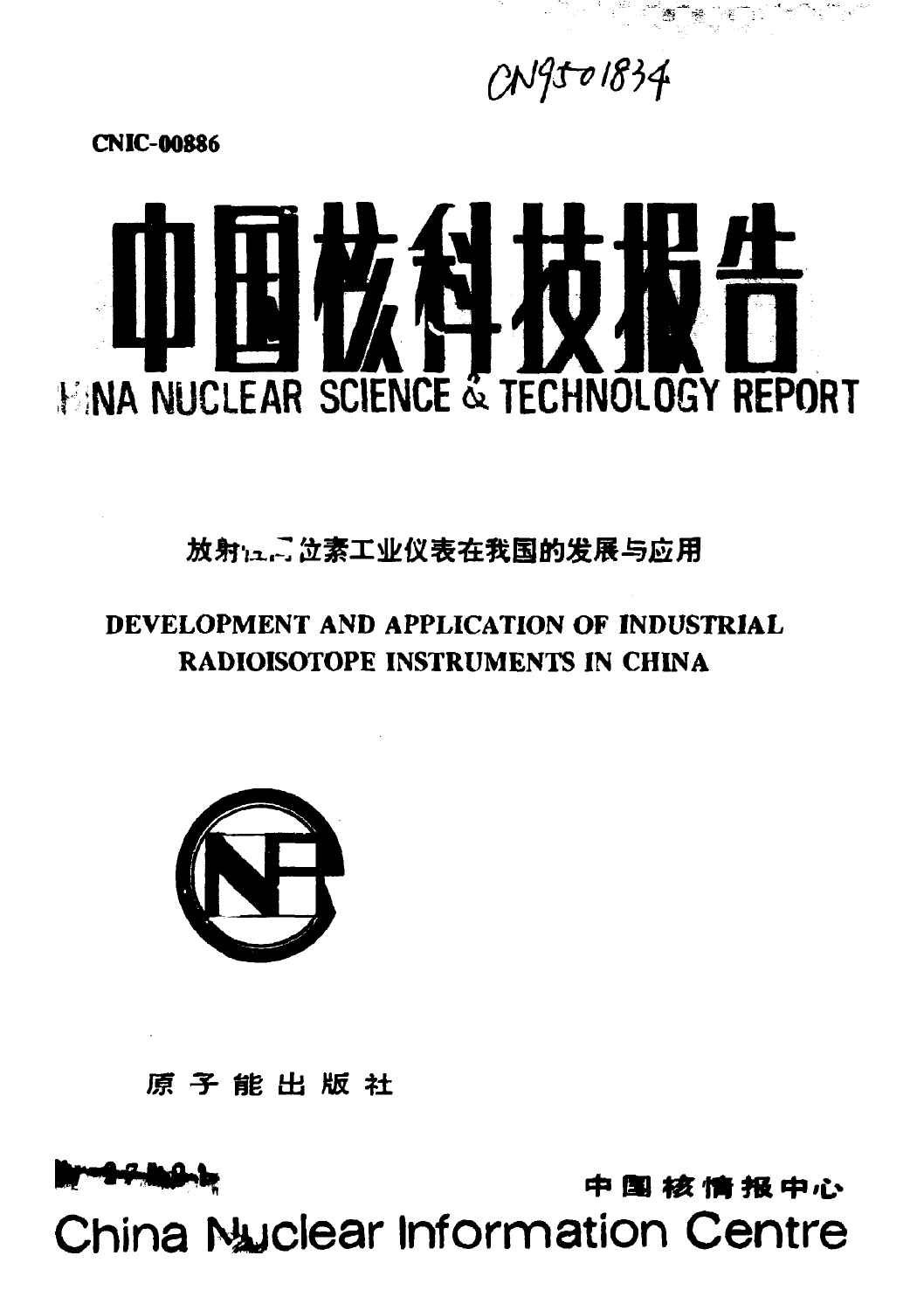CN9501834

**CNIC-00886**

# 中国核科技报告

# CHINA NUCLEAR SCIENCE & TECHNOLOGY REPORT

## 放射性同位素工业仪表在我国的发展与应用

## DEVELOPMENT AND APPLICATION OF INDUSTRIAL RADIOISOTOPE INSTRUMENTS IN CHINA

原子能出版社

中国核情报中心

China Nuclear Information Centre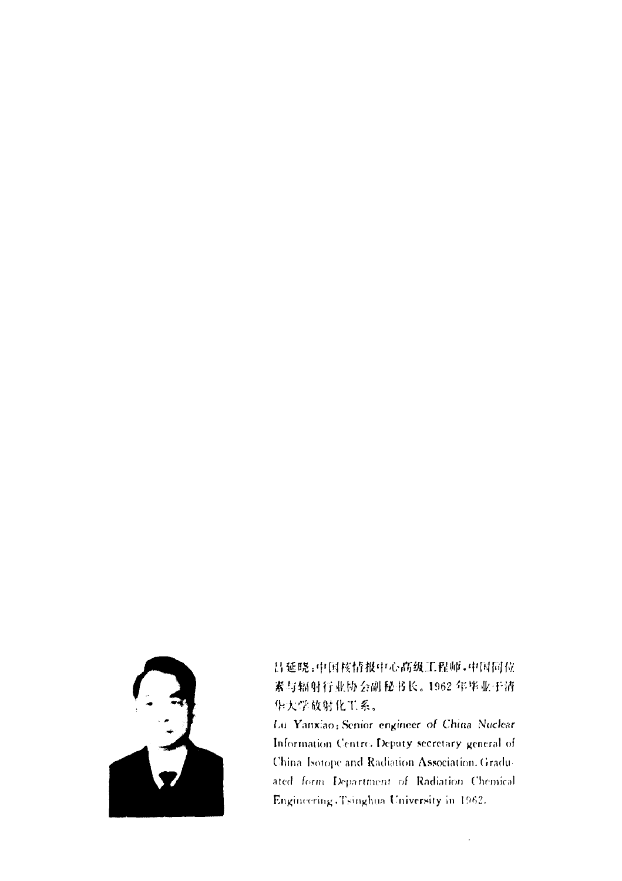吕延晓：中国核情报中心高级工程师，中国同位素与辐射行业协会副秘书长。1962年毕业于清华大学放射化工系。

Lü Yanxiao: Senior engineer of China Nuclear Information Centre. Deputy secretary general of China Isotope and Radiation Association. Graduated form Department of Radiation Chemical Engineering, Tsinghua University in 1962.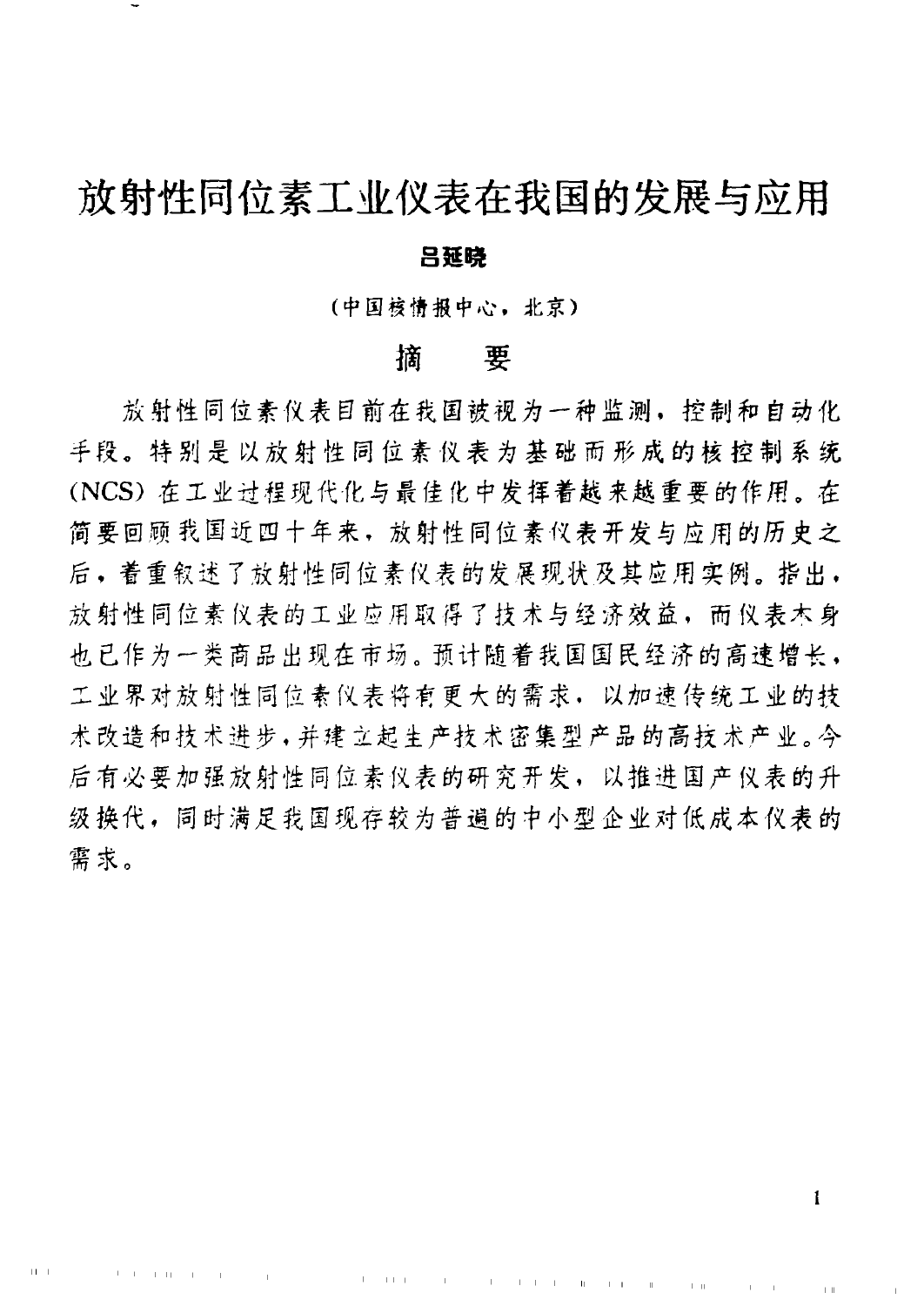# 放射性同位素工业仪表在我国的发展与应用

**吕延晓**

（中国核情报中心，北京）

## 摘　要

放射性同位素仪表目前在我国被视为一种监测，控制和自动化手段。特别是以放射性同位素仪表为基础而形成的核控制系统（NCS）在工业过程现代化与最佳化中发挥着越来越重要的作用。在简要回顾我国近四十年来，放射性同位素仪表开发与应用的历史之后，着重叙述了放射性同位素仪表的发展现状及其应用实例。指出，放射性同位素仪表的工业应用取得了技术与经济效益，而仪表本身也已作为一类商品出现在市场。预计随着我国国民经济的高速增长，工业界对放射性同位素仪表将有更大的需求，以加速传统工业的技术改造和技术进步，并建立起生产技术密集型产品的高技术产业。今后有必要加强放射性同位素仪表的研究开发，以推进国产仪表的升级换代，同时满足我国现存较为普遍的中小型企业对低成本仪表的需求。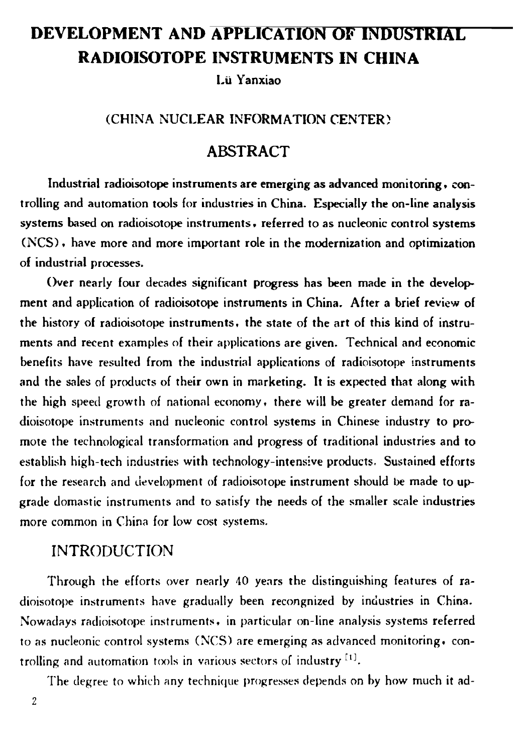# DEVELOPMENT AND APPLICATION OF INDUSTRIAL RADIOISOTOPE INSTRUMENTS IN CHINA

Lü Yanxiao

(CHINA NUCLEAR INFORMATION CENTER)

## ABSTRACT

**Industrial radioisotope instruments are emerging as advanced monitoring, controlling and automation tools for industries in China. Especially the on-line analysis systems based on radioisotope instruments, referred to as nucleonic control systems (NCS), have more and more important role in the modernization and optimization of industrial processes.**

**Over nearly four decades significant progress has been made in the development and application of radioisotope instruments in China. After a brief review of the history of radioisotope instruments, the state of the art of this kind of instruments and recent examples of their applications are given. Technical and economic benefits have resulted from the industrial applications of radioisotope instruments and the sales of products of their own in marketing. It is expected that along with the high speed growth of national economy, there will be greater demand for radioisotope instruments and nucleonic control systems in Chinese industry to promote the technological transformation and progress of traditional industries and to establish high-tech industries with technology-intensive products. Sustained efforts for the research and development of radioisotope instrument should be made to upgrade domastic instruments and to satisfy the needs of the smaller scale industries more common in China for low cost systems.**

## INTRODUCTION

Through the efforts over nearly 40 years the distinguishing features of radioisotope instruments have gradually been recongnized by industries in China. Nowadays radioisotope instruments, in particular on-line analysis systems referred to as nucleonic control systems (NCS) are emerging as advanced monitoring, controlling and automation tools in various sectors of industry [1].

The degree to which any technique progresses depends on by how much it ad-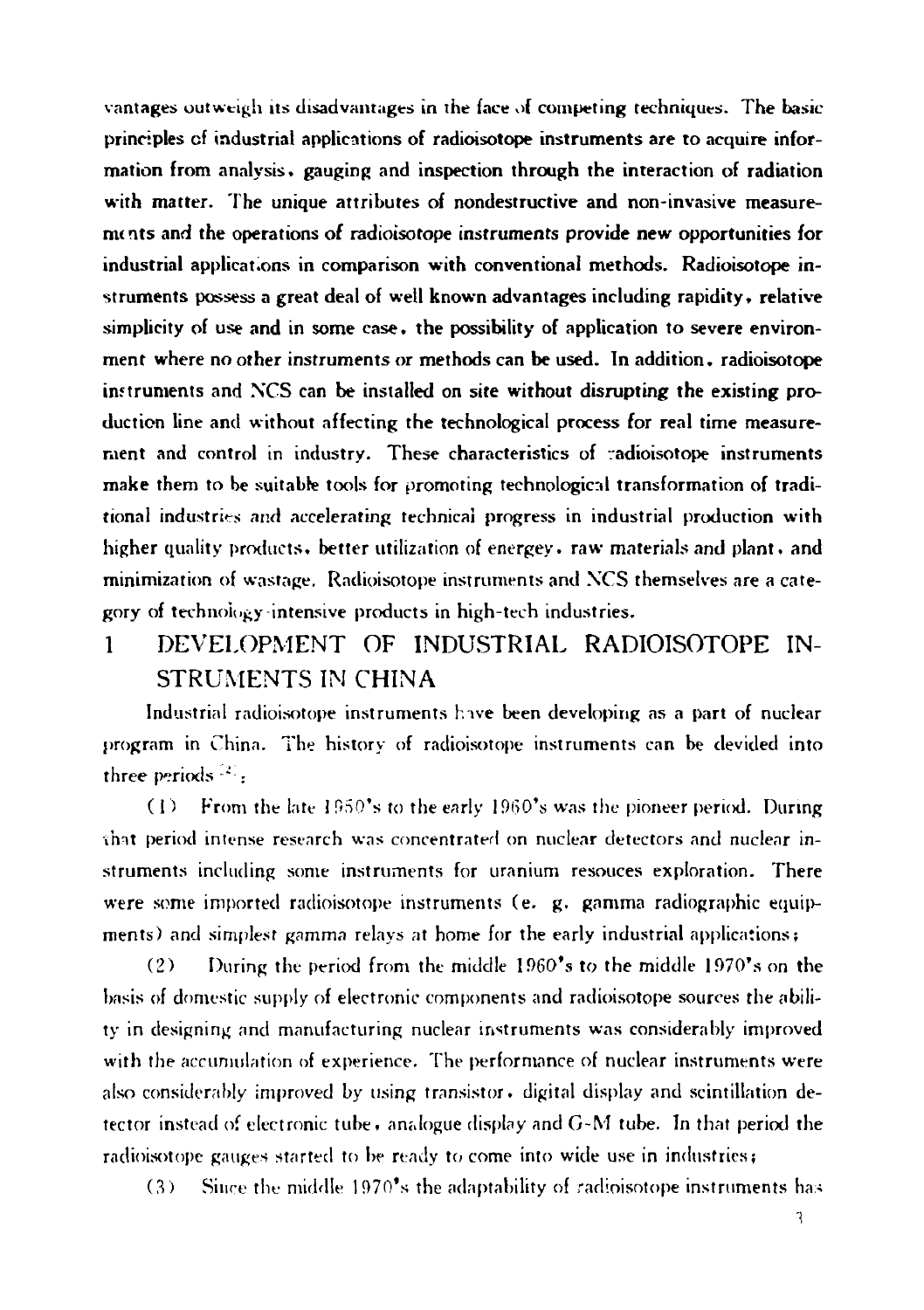vantages outweigh its disadvantages in the face of competing techniques. The basic principles of industrial applications of radioisotope instruments are to acquire information from analysis, gauging and inspection through the interaction of radiation with matter. The unique attributes of nondestructive and non-invasive measurements and the operations of radioisotope instruments provide new opportunities for industrial applications in comparison with conventional methods. Radioisotope instruments possess a great deal of well known advantages including rapidity, relative simplicity of use and in some case, the possibility of application to severe environment where no other instruments or methods can be used. In addition, radioisotope instruments and NCS can be installed on site without disrupting the existing production line and without affecting the technological process for real time measurement and control in industry. These characteristics of radioisotope instruments make them to be suitable tools for promoting technological transformation of traditional industries and accelerating technical progress in industrial production with higher quality products, better utilization of energey, raw materials and plant, and minimization of wastage. Radioisotope instruments and NCS themselves are a category of technology-intensive products in high-tech industries.

# 1 DEVELOPMENT OF INDUSTRIAL RADIOISOTOPE INSTRUMENTS IN CHINA

Industrial radioisotope instruments have been developing as a part of nuclear program in China. The history of radioisotope instruments can be devided into three periods [2]:

(1) From the late 1950's to the early 1960's was the pioneer period. During that period intense research was concentrated on nuclear detectors and nuclear instruments including some instruments for uranium resouces exploration. There were some imported radioisotope instruments (e. g. gamma radiographic equipments) and simplest gamma relays at home for the early industrial applications;

(2) During the period from the middle 1960's to the middle 1970's on the basis of domestic supply of electronic components and radioisotope sources the ability in designing and manufacturing nuclear instruments was considerably improved with the accumulation of experience. The performance of nuclear instruments were also considerably improved by using transistor, digital display and scintillation detector instead of electronic tube, analogue display and G-M tube. In that period the radioisotope gauges started to be ready to come into wide use in industries;

(3) Since the middle 1970's the adaptability of radioisotope instruments has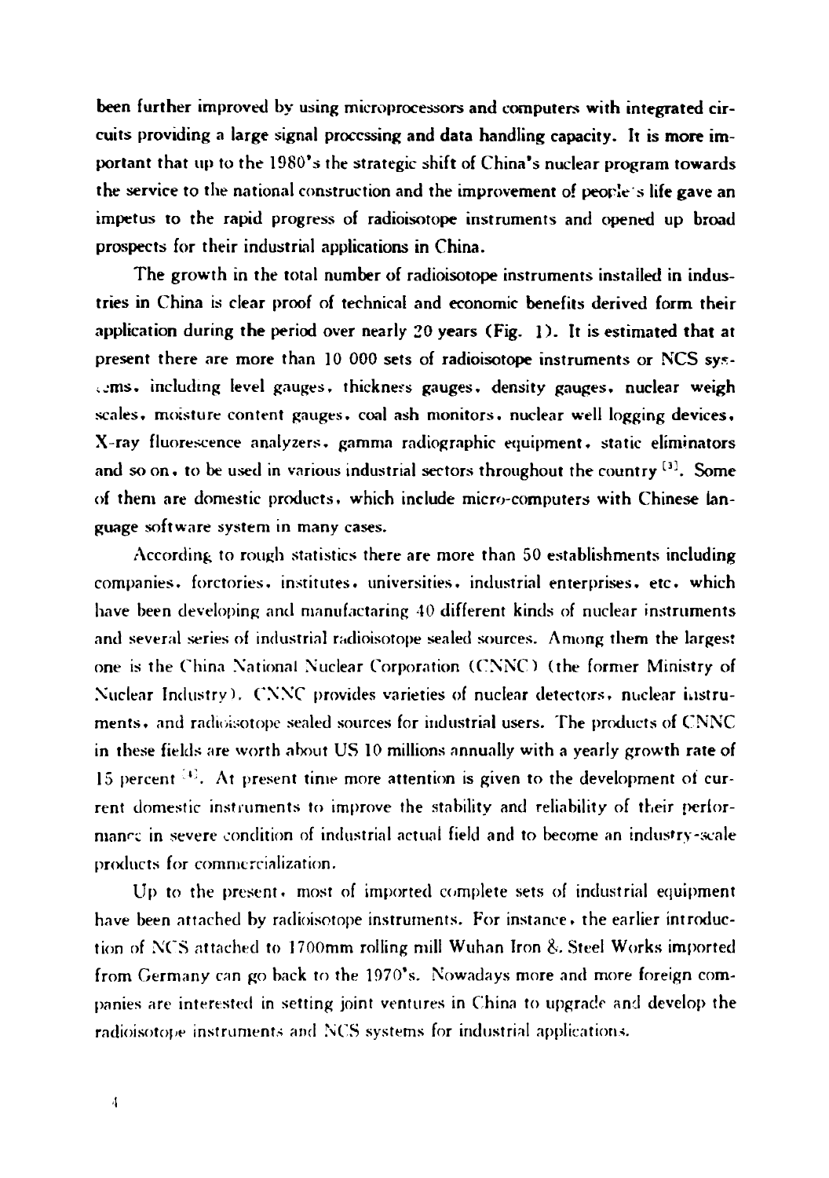been further improved by using microprocessors and computers with integrated circuits providing a large signal processing and data handling capacity. It is more important that up to the 1980's the strategic shift of China's nuclear program towards the service to the national construction and the improvement of people's life gave an impetus to the rapid progress of radioisotope instruments and opened up broad prospects for their industrial applications in China.

The growth in the total number of radioisotope instruments installed in industries in China is clear proof of technical and economic benefits derived form their application during the period over nearly 20 years (Fig. 1). It is estimated that at present there are more than 10 000 sets of radioisotope instruments or NCS systems, including level gauges, thickness gauges, density gauges, nuclear weigh scales, moisture content gauges, coal ash monitors, nuclear well logging devices, X-ray fluorescence analyzers, gamma radiographic equipment, static eliminators and so on, to be used in various industrial sectors throughout the country [3]. Some of them are domestic products, which include micro-computers with Chinese language software system in many cases.

According to rough statistics there are more than 50 establishments including companies, forctories, institutes, universities, industrial enterprises, etc. which have been developing and manufactaring 40 different kinds of nuclear instruments and several series of industrial radioisotope sealed sources. Among them the largest one is the China National Nuclear Corporation (CNNC) (the former Ministry of Nuclear Industry). CNNC provides varieties of nuclear detectors, nuclear instruments, and radioisotope sealed sources for industrial users. The products of CNNC in these fields are worth about US 10 millions annually with a yearly growth rate of 15 percent [4]. At present time more attention is given to the development of current domestic instruments to improve the stability and reliability of their performance in severe condition of industrial actual field and to become an industry-scale products for commercialization.

Up to the present, most of imported complete sets of industrial equipment have been attached by radioisotope instruments. For instance, the earlier introduction of NCS attached to 1700mm rolling mill Wuhan Iron & Steel Works imported from Germany can go back to the 1970's. Nowadays more and more foreign companies are interested in setting joint ventures in China to upgrade and develop the radioisotope instruments and NCS systems for industrial applications.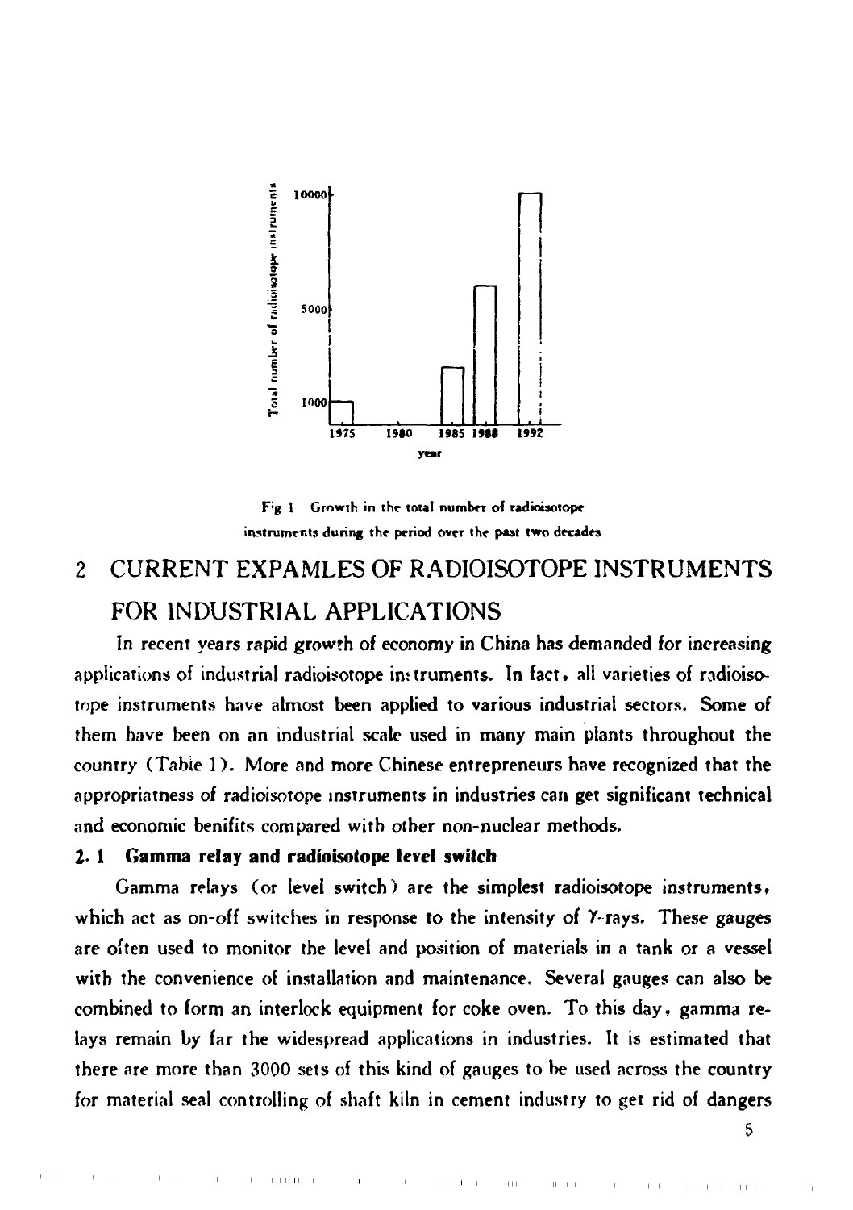Fig 1 Growth in the total number of radioisotope instruments during the period over the past two decades

## 2 CURRENT EXPAMLES OF RADIOISOTOPE INSTRUMENTS FOR INDUSTRIAL APPLICATIONS

In recent years rapid growth of economy in China has demanded for increasing applications of industrial radioisotope instruments. In fact, all varieties of radioisotope instruments have almost been applied to various industrial sectors. Some of them have been on an industrial scale used in many main plants throughout the country (Table 1). More and more Chinese entrepreneurs have recognized that the appropriatness of radioisotope instruments in industries can get significant technical and economic benifits compared with other non-nuclear methods.

### 2.1 Gamma relay and radioisotope level switch

Gamma relays (or level switch) are the simplest radioisotope instruments, which act as on-off switches in response to the intensity of $\gamma$-rays. These gauges are often used to monitor the level and position of materials in a tank or a vessel with the convenience of installation and maintenance. Several gauges can also be combined to form an interlock equipment for coke oven. To this day, gamma relays remain by far the widespread applications in industries. It is estimated that there are more than 3000 sets of this kind of gauges to be used across the country for material seal controlling of shaft kiln in cement industry to get rid of dangers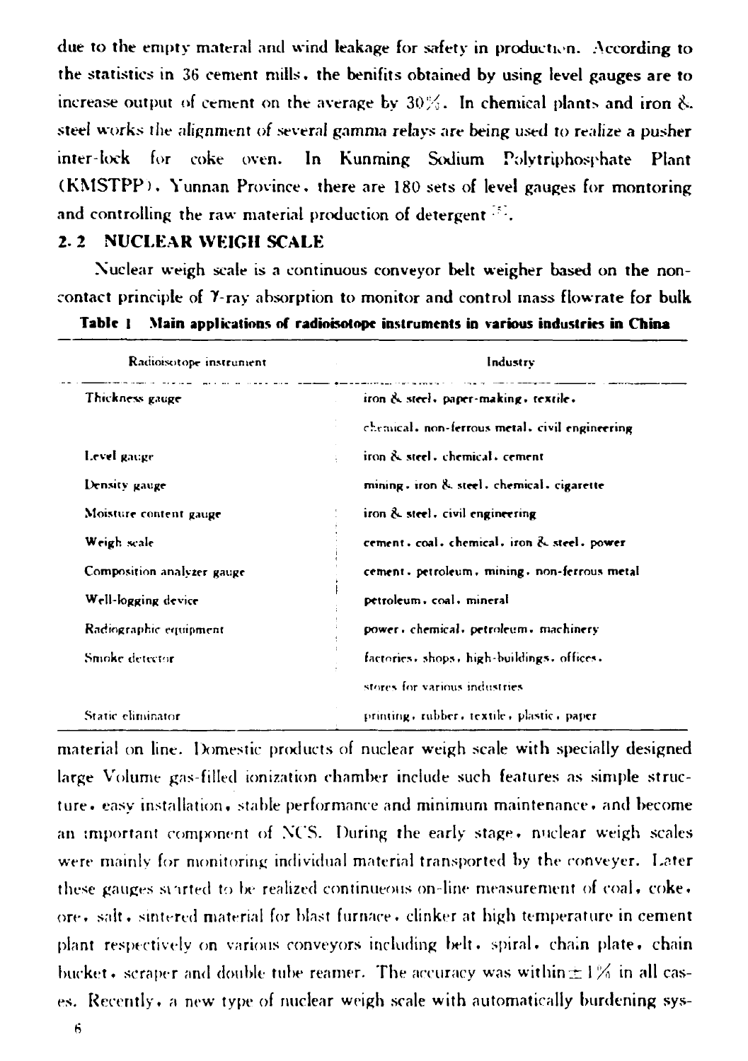due to the empty materal and wind leakage for safety in production. According to the statistics in 36 cement mills, the benifits obtained by using level gauges are to increase output of cement on the average by 30%. In chemical plants and iron & steel works the alignment of several gamma relays are being used to realize a pusher inter-lock for coke oven. In Kunming Sodium Polytriphosphate Plant (KMSTPP), Yunnan Province, there are 180 sets of level gauges for montoring and controlling the raw material production of detergent [5].

## 2.2 NUCLEAR WEIGH SCALE

Nuclear weigh scale is a continuous conveyor belt weigher based on the non-contact principle of γ-ray absorption to monitor and control mass flowrate for bulk material on line. Domestic products of nuclear weigh scale with specially designed large Volume gas-filled ionization chamber include such features as simple structure, easy installation, stable performance and minimum maintenance, and become an important component of NCS. During the early stage, nuclear weigh scales were mainly for monitoring individual material transported by the conveyer. Later these gauges started to be realized continueous on-line measurement of coal, coke, ore, salt, sintered material for blast furnace, clinker at high temperature in cement plant respectively on various conveyors including belt, spiral, chain plate, chain bucket, scraper and double tube reamer. The accuracy was within ±1% in all cases. Recently, a new type of nuclear weigh scale with automatically burdening sys-

**Table 1 Main applications of radioisotope instruments in various industries in China**

| Radioisotope instrument | Industry |
|---|---|
| Thickness gauge | iron & steel, paper-making, textile, chemical, non-ferrous metal, civil engineering |
| Level gauge | iron & steel, chemical, cement |
| Density gauge | mining, iron & steel, chemical, cigarette |
| Moisture content gauge | iron & steel, civil engineering |
| Weigh scale | cement, coal, chemical, iron & steel, power |
| Composition analyzer gauge | cement, petroleum, mining, non-ferrous metal |
| Well-logging device | petroleum, coal, mineral |
| Radiographic equipment | power, chemical, petroleum, machinery |
| Smoke detector | factories, shops, high-buildings, offices, stores for various industries |
| Static eliminator | printing, rubber, textile, plastic, paper |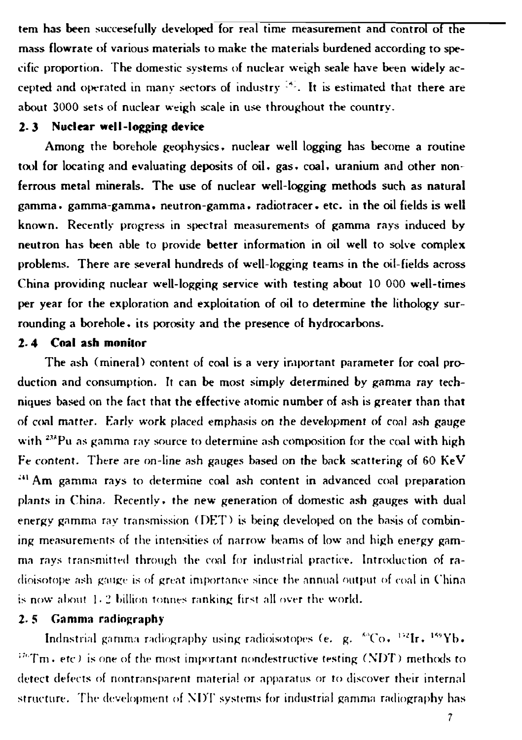tem has been succesefully developed for real time measurement and control of the mass flowrate of various materials to make the materials burdened according to specific proportion. The domestic systems of nuclear weigh seale have been widely accepted and operated in many sectors of industry [6]. It is estimated that there are about 3000 sets of nuclear weigh scale in use throughout the country.

### 2.3 Nuclear well-logging device

Among the borehole geophysics, nuclear well logging has become a routine tool for locating and evaluating deposits of oil, gas, coal, uranium and other nonferrous metal minerals. The use of nuclear well-logging methods such as natural gamma, gamma-gamma, neutron-gamma, radiotracer, etc. in the oil fields is well known. Recently progress in spectral measurements of gamma rays induced by neutron has been able to provide better information in oil well to solve complex problems. There are several hundreds of well-logging teams in the oil-fields across China providing nuclear well-logging service with testing about 10 000 well-times per year for the exploration and exploitation of oil to determine the lithology surrounding a borehole, its porosity and the presence of hydrocarbons.

### 2.4 Coal ash monitor

The ash (mineral) content of coal is a very important parameter for coal production and consumption. It can be most simply determined by gamma ray techniques based on the fact that the effective atomic number of ash is greater than that of coal matter. Early work placed emphasis on the development of coal ash gauge with $^{238}$Pu as gamma ray source to determine ash composition for the coal with high Fe content. There are on-line ash gauges based on the back scattering of 60 KeV $^{241}$Am gamma rays to determine coal ash content in advanced coal preparation plants in China. Recently, the new generation of domestic ash gauges with dual energy gamma ray transmission (DET) is being developed on the basis of combining measurements of the intensities of narrow beams of low and high energy gamma rays transmitted through the coal for industrial practice. Introduction of radioisotope ash gauge is of great importance since the annual output of coal in China is now about 1.2 billion tonnes ranking first all over the world.

### 2.5 Gamma radiography

Indnstrial gamma radiography using radioisotopes (e. g. $^{60}$Co, $^{192}$Ir, $^{169}$Yb, $^{170}$Tm, etc) is one of the most important nondestructive testing (NDT) methods to detect defects of nontransparent material or apparatus or to discover their internal structure. The development of NDT systems for industrial gamma radiography has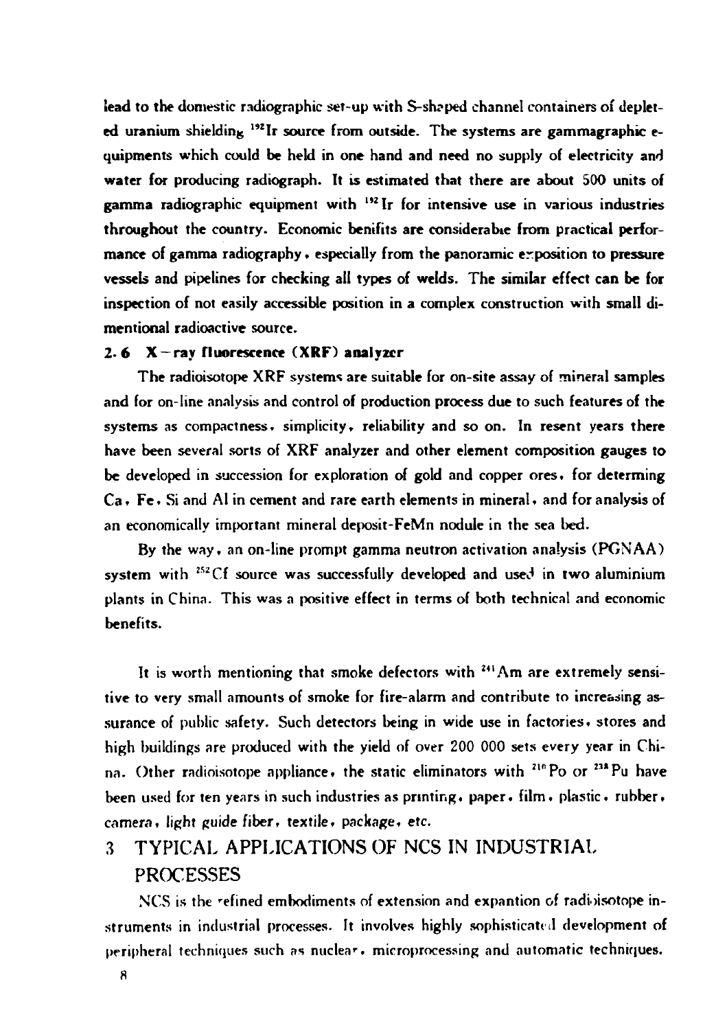lead to the domestic radiographic set-up with S-shaped channel containers of depleted uranium shielding $^{192}Ir$ source from outside. The systems are gammagraphic equipments which could be held in one hand and need no supply of electricity and water for producing radiograph. It is estimated that there are about 500 units of gamma radiographic equipment with $^{192}Ir$ for intensive use in various industries throughout the country. Economic benifits are considerabıe from practical performance of gamma radiography, especially from the panoramic exposition to pressure vessels and pipelines for checking all types of welds. The similar effect can be for inspection of not easily accessible position in a complex construction with small dimentional radioactive source.

### 2.6 X-ray fluorescence (XRF) analyzer

The radioisotope XRF systems are suitable for on-site assay of mineral samples and for on-line analysis and control of production process due to such features of the systems as compactness, simplicity, reliability and so on. In resent years there have been several sorts of XRF analyzer and other element composition gauges to be developed in succession for exploration of gold and copper ores, for determing Ca, Fe, Si and Al in cement and rare earth elements in mineral, and for analysis of an economically important mineral deposit-FeMn nodule in the sea bed.

By the way, an on-line prompt gamma neutron activation analysis (PGNAA) system with $^{252}Cf$ source was successfully developed and used in two aluminium plants in China. This was a positive effect in terms of both technical and economic benefits.

It is worth mentioning that smoke defectors with $^{241}Am$ are extremely sensitive to very small amounts of smoke for fire-alarm and contribute to increasing assurance of public safety. Such detectors being in wide use in factories, stores and high buildings are produced with the yield of over 200 000 sets every year in China. Other radioisotope appliance, the static eliminators with $^{210}Po$ or $^{238}Pu$ have been used for ten years in such industries as printing, paper, film, plastic, rubber, camera, light guide fiber, textile, package, etc.

## 3 TYPICAL APPLICATIONS OF NCS IN INDUSTRIAL PROCESSES

NCS is the refined embodiments of extension and expantion of radioisotope instruments in industrial processes. It involves highly sophisticated development of peripheral techniques such as nuclear, microprocessing and automatic techniques.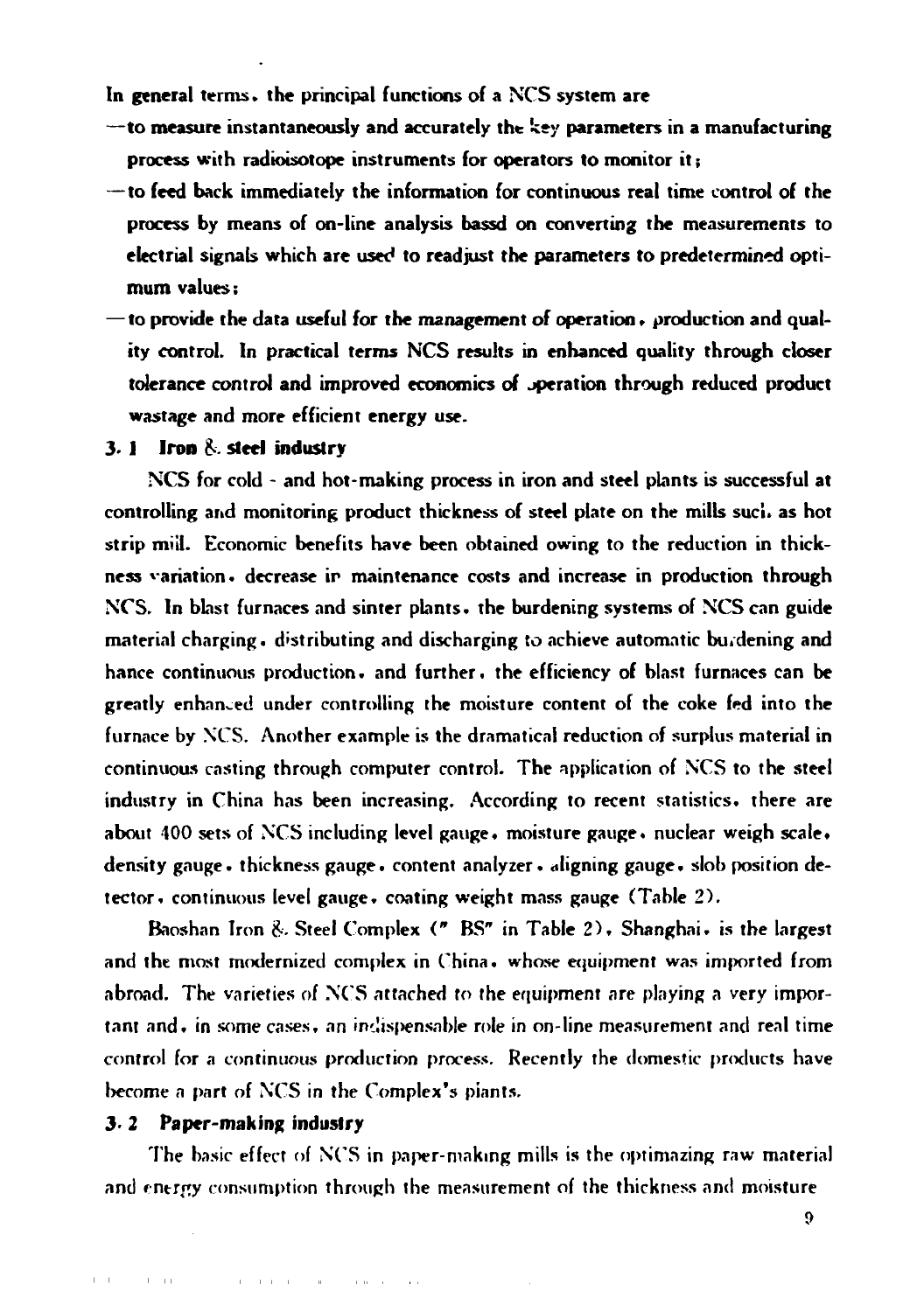In general terms, the principal functions of a NCS system are

—to measure instantaneously and accurately the key parameters in a manufacturing process with radioisotope instruments for operators to monitor it;

—to feed back immediately the information for continuous real time control of the process by means of on-line analysis bassd on converting the measurements to electrial signals which are used to readjust the parameters to predetermined optimum values;

—to provide the data useful for the management of operation, production and quality control. In practical terms NCS results in enhanced quality through closer tolerance control and improved economics of operation through reduced product wastage and more efficient energy use.

### 3.1 Iron & steel industry

NCS for cold - and hot-making process in iron and steel plants is successful at controlling and monitoring product thickness of steel plate on the mills such as hot strip mill. Economic benefits have been obtained owing to the reduction in thickness variation, decrease in maintenance costs and increase in production through NCS. In blast furnaces and sinter plants, the burdening systems of NCS can guide material charging, distributing and discharging to achieve automatic burdening and hance continuous production, and further, the efficiency of blast furnaces can be greatly enhanced under controlling the moisture content of the coke fed into the furnace by NCS. Another example is the dramatical reduction of surplus material in continuous casting through computer control. The application of NCS to the steel industry in China has been increasing. According to recent statistics, there are about 400 sets of NCS including level gauge, moisture gauge, nuclear weigh scale, density gauge, thickness gauge, content analyzer, aligning gauge, slob position detector, continuous level gauge, coating weight mass gauge (Table 2).

Baoshan Iron & Steel Complex (" BS" in Table 2), Shanghai, is the largest and the most modernized complex in China, whose equipment was imported from abroad. The varieties of NCS attached to the equipment are playing a very important and, in some cases, an indispensable role in on-line measurement and real time control for a continuous production process. Recently the domestic products have become a part of NCS in the Complex's plants.

### 3.2 Paper-making industry

The basic effect of NCS in paper-making mills is the optimazing raw material and energy consumption through the measurement of the thickness and moisture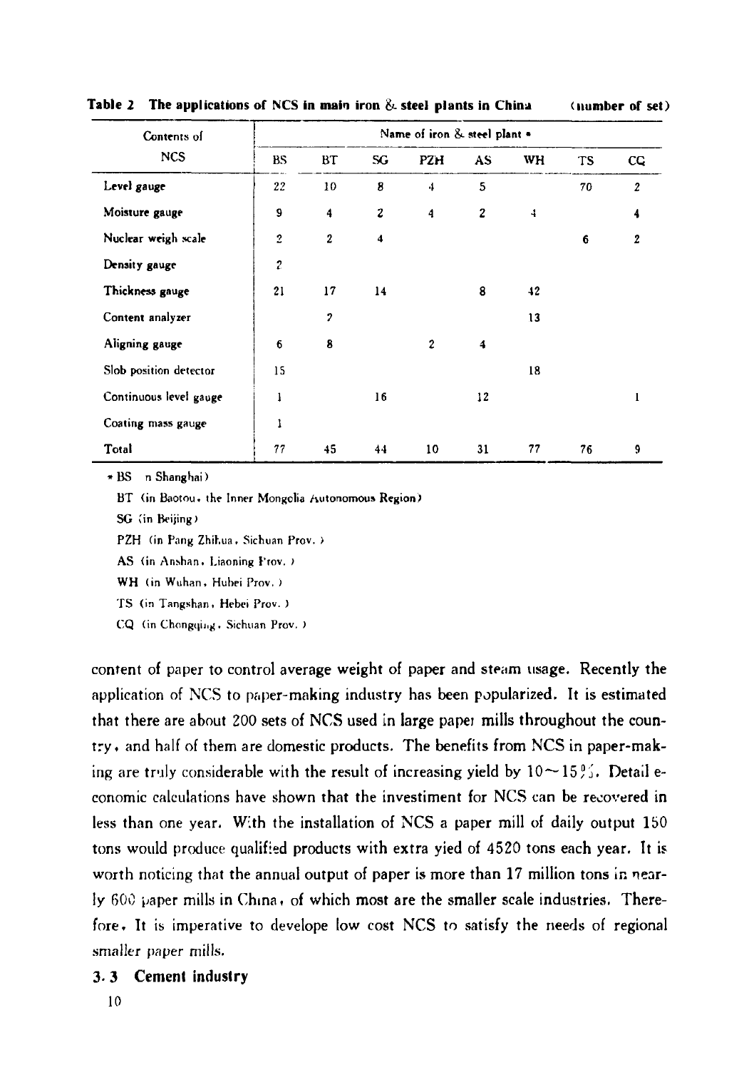**Table 2 The applications of NCS in main iron & steel plants in China (number of set)**

| Contents of NCS | Name of iron & steel plant * | | | | | | | |
|---|---|---|---|---|---|---|---|---|
| | BS | BT | SG | PZH | AS | WH | TS | CQ |
| Level gauge | 22 | 10 | 8 | 4 | 5 | | 70 | 2 |
| Moisture gauge | 9 | 4 | 2 | 4 | 2 | 4 | | 4 |
| Nuclear weigh scale | 2 | 2 | 4 | | | | 6 | 2 |
| Density gauge | 2 | | | | | | | |
| Thickness gauge | 21 | 17 | 14 | | 8 | 42 | | |
| Content analyzer | | 7 | | | | 13 | | |
| Aligning gauge | 6 | 8 | | 2 | 4 | | | |
| Slob position detector | 15 | | | | | 18 | | |
| Continuous level gauge | 1 | | 16 | | 12 | | | 1 |
| Coating mass gauge | 1 | | | | | | | |
| Total | 77 | 45 | 44 | 10 | 31 | 77 | 76 | 9 |

* BS (in Shanghai)

BT (in Baotou, the Inner Mongolia Autonomous Region)

SG (in Beijing)

PZH (in Pang Zhihua, Sichuan Prov.)

AS (in Anshan, Liaoning Prov.)

WH (in Wuhan, Hubei Prov.)

TS (in Tangshan, Hebei Prov.)

CQ (in Chongqing, Sichuan Prov.)

content of paper to control average weight of paper and steam usage. Recently the application of NCS to paper-making industry has been popularized. It is estimated that there are about 200 sets of NCS used in large paper mills throughout the country, and half of them are domestic products. The benefits from NCS in paper-making are truly considerable with the result of increasing yield by 10~15%. Detail economic calculations have shown that the investiment for NCS can be recovered in less than one year. With the installation of NCS a paper mill of daily output 150 tons would produce qualified products with extra yied of 4520 tons each year. It is worth noticing that the annual output of paper is more than 17 million tons in nearly 600 paper mills in China, of which most are the smaller scale industries. Therefore, It is imperative to develope low cost NCS to satisfy the needs of regional smaller paper mills.

### 3.3 Cement industry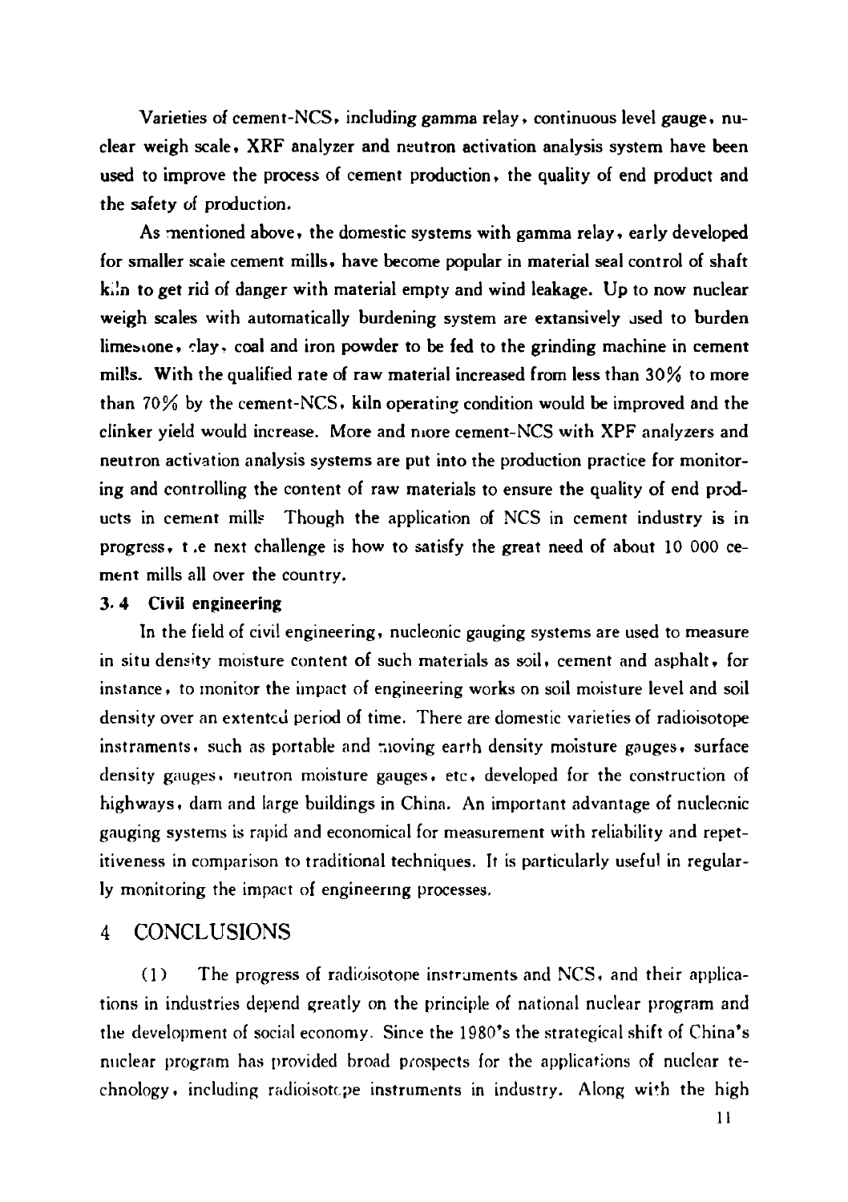Varieties of cement-NCS, including gamma relay, continuous level gauge, nuclear weigh scale, XRF analyzer and neutron activation analysis system have been used to improve the process of cement production, the quality of end product and the safety of production.

As mentioned above, the domestic systems with gamma relay, early developed for smaller scale cement mills, have become popular in material seal control of shaft kiln to get rid of danger with material empty and wind leakage. Up to now nuclear weigh scales with automatically burdening system are extansively used to burden limestone, clay, coal and iron powder to be fed to the grinding machine in cement mills. With the qualified rate of raw material increased from less than 30% to more than 70% by the cement-NCS, kiln operating condition would be improved and the clinker yield would increase. More and more cement-NCS with XPF analyzers and neutron activation analysis systems are put into the production practice for monitoring and controlling the content of raw materials to ensure the quality of end products in cement mills Though the application of NCS in cement industry is in progress, the next challenge is how to satisfy the great need of about 10 000 cement mills all over the country.

### 3.4 Civil engineering

In the field of civil engineering, nucleonic gauging systems are used to measure in situ density moisture content of such materials as soil, cement and asphalt, for instance, to monitor the impact of engineering works on soil moisture level and soil density over an extented period of time. There are domestic varieties of radioisotope instraments, such as portable and moving earth density moisture gauges, surface density gauges, neutron moisture gauges, etc, developed for the construction of highways, dam and large buildings in China. An important advantage of nucleonic gauging systems is rapid and economical for measurement with reliability and repetitiveness in comparison to traditional techniques. It is particularly useful in regularly monitoring the impact of engineering processes.

## 4 CONCLUSIONS

(1) The progress of radioisotope instruments and NCS, and their applications in industries depend greatly on the principle of national nuclear program and the development of social economy. Since the 1980's the strategical shift of China's nuclear program has provided broad prospects for the applications of nuclear technology, including radioisotope instruments in industry. Along with the high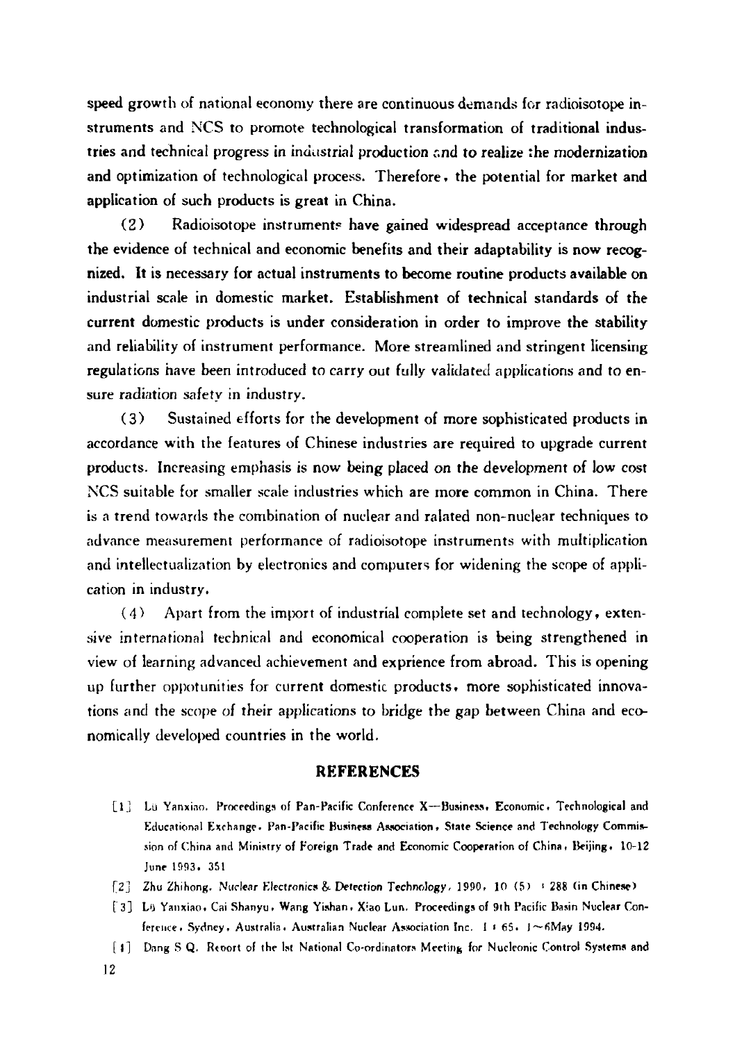speed growth of national economy there are continuous demands for radioisotope instruments and NCS to promote technological transformation of traditional industries and technical progress in industrial production and to realize the modernization and optimization of technological process. Therefore, the potential for market and application of such products is great in China.

(2) Radioisotope instruments have gained widespread acceptance through the evidence of technical and economic benefits and their adaptability is now recognized. It is necessary for actual instruments to become routine products available on industrial scale in domestic market. Establishment of technical standards of the current domestic products is under consideration in order to improve the stability and reliability of instrument performance. More streamlined and stringent licensing regulations have been introduced to carry out fully validated applications and to ensure radiation safety in industry.

(3) Sustained efforts for the development of more sophisticated products in accordance with the features of Chinese industries are required to upgrade current products. Increasing emphasis is now being placed on the development of low cost NCS suitable for smaller scale industries which are more common in China. There is a trend towards the combination of nuclear and ralated non-nuclear techniques to advance measurement performance of radioisotope instruments with multiplication and intellectualization by electronics and computers for widening the scope of application in industry.

(4) Apart from the import of industrial complete set and technology, extensive international technical and economical cooperation is being strengthened in view of learning advanced achievement and exprience from abroad. This is opening up further oppotunities for current domestic products, more sophisticated innovations and the scope of their applications to bridge the gap between China and economically developed countries in the world.

## REFERENCES

[1] Lü Yanxiao. Proceedings of Pan-Pacific Conference X—Business, Economic, Technological and Educational Exchange. Pan-Pacific Business Association, State Science and Technology Commission of China and Ministry of Foreign Trade and Economic Cooperation of China, Beijing, 10-12 June 1993, 351

[2] Zhu Zhihong. Nuclear Electronics & Detection Technology, 1990, 10 (5) : 288 (in Chinese)

[3] Lü Yanxiao, Cai Shanyu, Wang Yishan, Xiao Lun. Proceedings of 9th Pacific Basin Nuclear Conference, Sydney, Australia, Australian Nuclear Association Inc. 1 : 65, 1～6May 1994.

[4] Dang S Q. Report of the Ist National Co-ordinators Meeting for Nucleonic Control Systems and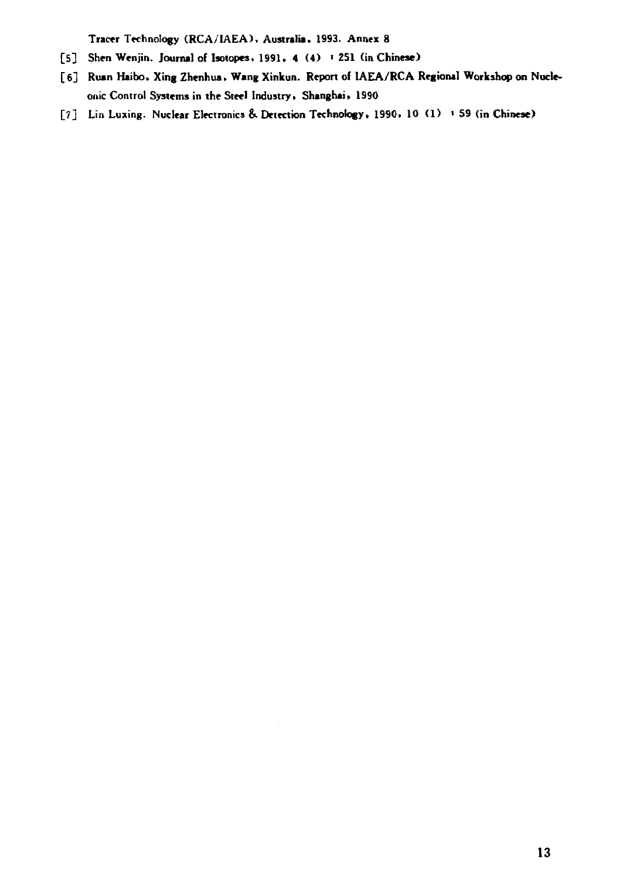Tracer Technology (RCA/IAEA), Australia, 1993. Annex 8

[5] Shen Wenjin. Journal of Isotopes, 1991, 4 (4) : 251 (in Chinese)

[6] Ruan Haibo, Xing Zhenhua, Wang Xinkun. Report of IAEA/RCA Regional Workshop on Nucleonic Control Systems in the Steel Industry, Shanghai, 1990

[7] Lin Luxing. Nuclear Electronics & Detection Technology, 1990, 10 (1) : 59 (in Chinese)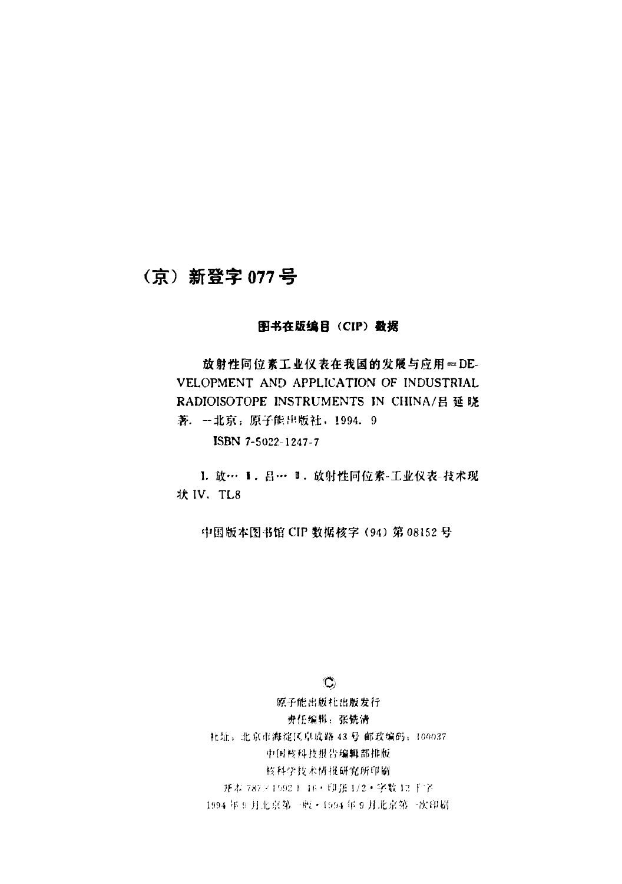**（京）新登字 077 号**

**图书在版编目（CIP）数据**

放射性同位素工业仪表在我国的发展与应用＝DEVELOPMENT AND APPLICATION OF INDUSTRIAL RADIOISOTOPE INSTRUMENTS IN CHINA/吕延晓著．一北京：原子能出版社，1994．9

ISBN 7-5022-1247-7

Ⅰ．放… Ⅱ．吕… Ⅲ．放射性同位素-工业仪表-技术现状 Ⅳ．TL8

中国版本图书馆 CIP 数据核字（94）第 08152 号

©

原子能出版社出版发行

责任编辑：张铣清

社址：北京市海淀区阜成路 43 号 邮政编码：100037

中国核科技报告编辑部排版

核科学技术情报研究所印刷

开本 787×1092 1/16・印张 1/2・字数 12 千字

1994 年 9 月北京第一版・1994 年 9 月北京第一次印刷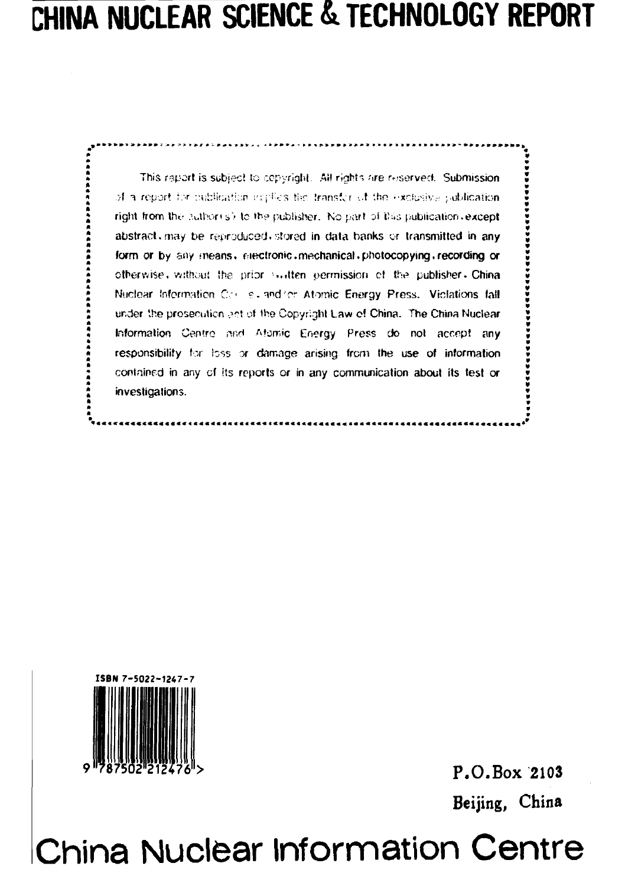# CHINA NUCLEAR SCIENCE & TECHNOLOGY REPORT

This report is subject to copyright. All rights are reserved. Submission of a report for publication implies the transfer of the exclusive publication right from the author(s) to the publisher. No part of this publication, except abstract, may be reproduced, stored in data banks or transmitted in any form or by any means, electronic, mechanical, photocopying, recording or otherwise, without the prior written permission of the publisher. China Nuclear Information Centre, and/or Atomic Energy Press. Violations fall under the prosecution act of the Copyright Law of China. The China Nuclear Information Centre and Atomic Energy Press do not accept any responsibility for loss or damage arising from the use of information contained in any of its reports or in any communication about its test or investigations.

ISBN 7-5022-1247-7

9 787502 212476 >

P.O.Box 2103

Beijing, China

# China Nuclear Information Centre